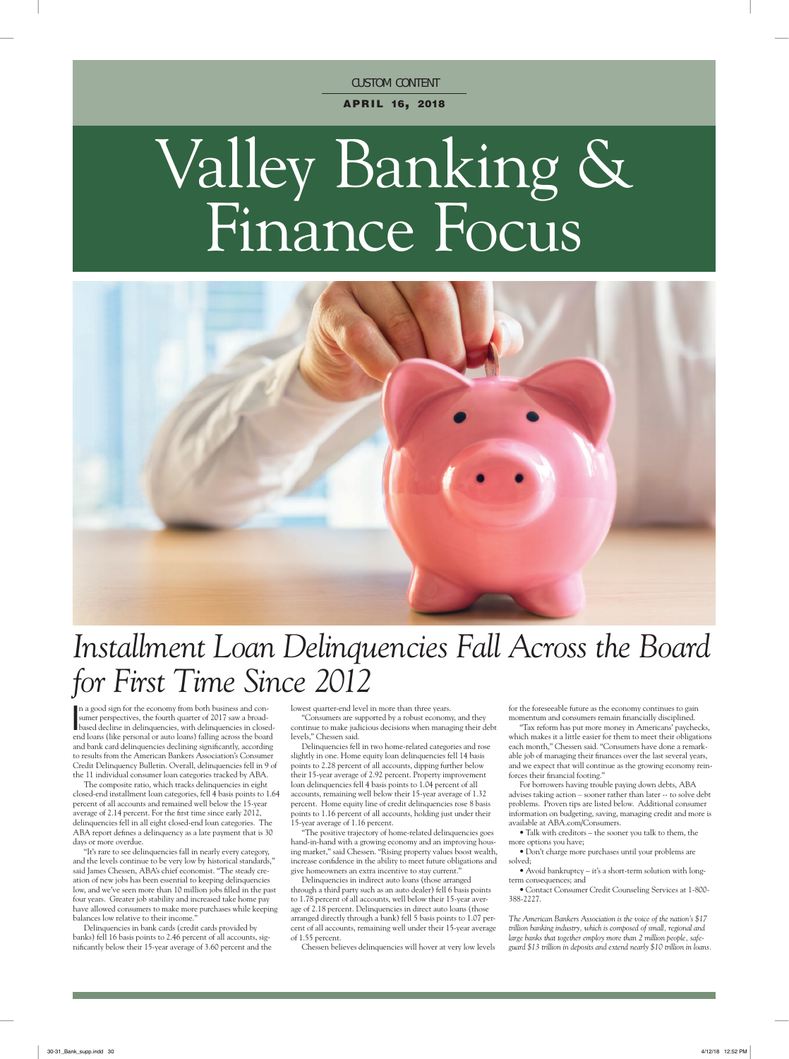CUSTOM CONTENT

**APRIL 16, 2018**

# Valley Banking & Finance Focus

## *Installment Loan Delinquencies Fall Across the Board for First Time Since 2012*

In a good sign for the economy from both business and consumer perspectives, the fourth quarter of 2017 saw a broad-based decline in delinquencies, with delinquencies in closed-end loans (like personal or auto loans) falling across the board and bank card delinquencies declining significantly, according to results from the American Bankers Association's Consumer Credit Delinquency Bulletin. Overall, delinquencies fell in 9 of the 11 individual consumer loan categories tracked by ABA.

The composite ratio, which tracks delinquencies in eight closed-end installment loan categories, fell 4 basis points to 1.64 percent of all accounts and remained well below the 15-year average of 2.14 percent. For the first time since early 2012, delinquencies fell in all eight closed-end loan categories. The ABA report defines a delinquency as a late payment that is 30 days or more overdue.

"It's rare to see delinquencies fall in nearly every category, and the levels continue to be very low by historical standards," said James Chessen, ABA's chief economist. "The steady creation of new jobs has been essential to keeping delinquencies low, and we've seen more than 10 million jobs filled in the past four years. Greater job stability and increased take home pay have allowed consumers to make more purchases while keeping balances low relative to their income."

Delinquencies in bank cards (credit cards provided by banks) fell 16 basis points to 2.46 percent of all accounts, significantly below their 15-year average of 3.60 percent and the lowest quarter-end level in more than three years.

"Consumers are supported by a robust economy, and they continue to make judicious decisions when managing their debt levels," Chessen said.

Delinquencies fell in two home-related categories and rose slightly in one. Home equity loan delinquencies fell 14 basis points to 2.28 percent of all accounts, dipping further below their 15-year average of 2.92 percent. Property improvement loan delinquencies fell 4 basis points to 1.04 percent of all accounts, remaining well below their 15-year average of 1.32 percent. Home equity line of credit delinquencies rose 8 basis points to 1.16 percent of all accounts, holding just under their 15-year average of 1.16 percent.

"The positive trajectory of home-related delinquencies goes hand-in-hand with a growing economy and an improving housing market," said Chessen. "Rising property values boost wealth, increase confidence in the ability to meet future obligations and give homeowners an extra incentive to stay current."

Delinquencies in indirect auto loans (those arranged through a third party such as an auto dealer) fell 6 basis points to 1.78 percent of all accounts, well below their 15-year average of 2.18 percent. Delinquencies in direct auto loans (those arranged directly through a bank) fell 5 basis points to 1.07 percent of all accounts, remaining well under their 15-year average of 1.55 percent.

Chessen believes delinquencies will hover at very low levels for the foreseeable future as the economy continues to gain momentum and consumers remain financially disciplined.

"Tax reform has put more money in Americans' paychecks, which makes it a little easier for them to meet their obligations each month," Chessen said. "Consumers have done a remarkable job of managing their finances over the last several years, and we expect that will continue as the growing economy reinforces their financial footing."

For borrowers having trouble paying down debts, ABA advises taking action – sooner rather than later -- to solve debt problems. Proven tips are listed below. Additional consumer information on budgeting, saving, managing credit and more is available at ABA.com/Consumers.

- Talk with creditors – the sooner you talk to them, the more options you have;
- Don't charge more purchases until your problems are solved;
- Avoid bankruptcy – it's a short-term solution with long-term consequences; and
- Contact Consumer Credit Counseling Services at 1-800-388-2227.

*The American Bankers Association is the voice of the nation's $17 trillion banking industry, which is composed of small, regional and large banks that together employ more than 2 million people, safeguard $13 trillion in deposits and extend nearly $10 trillion in loans.*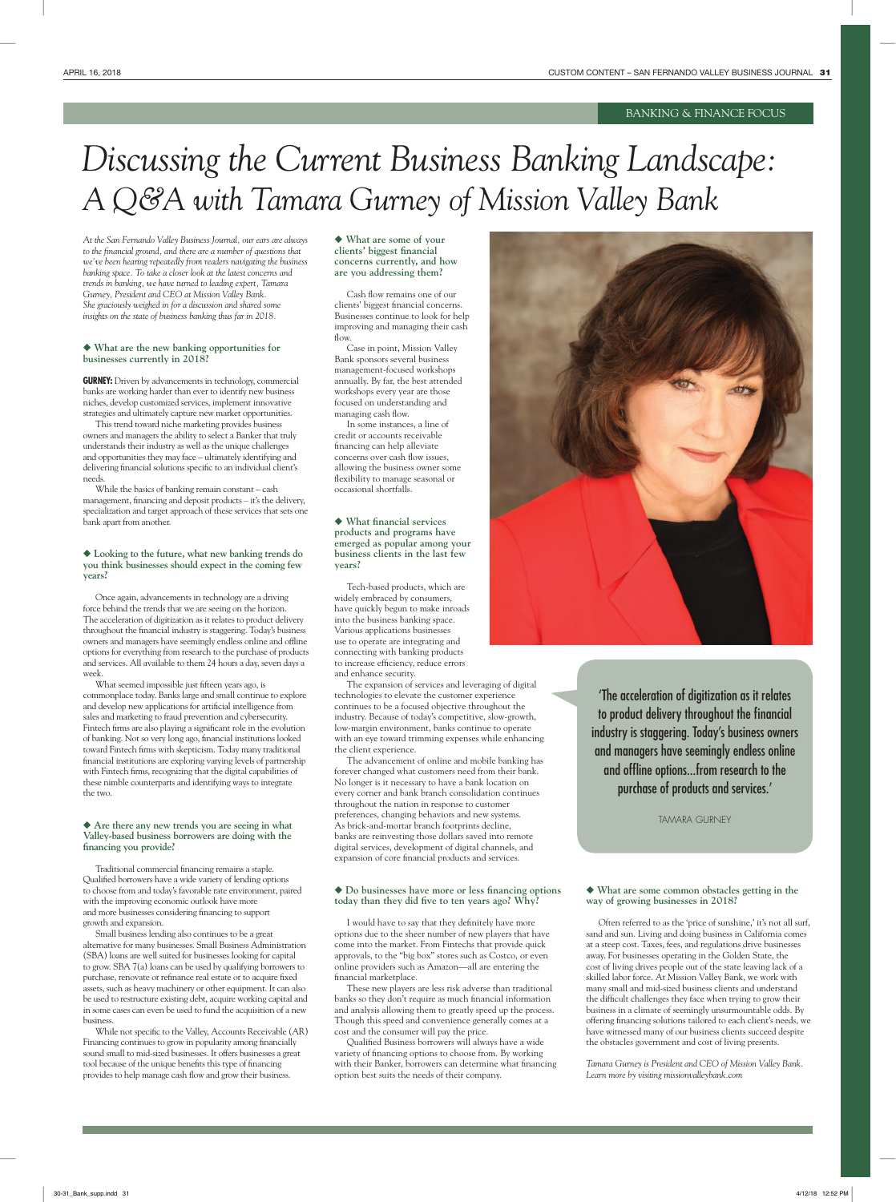BANKING & FINANCE FOCUS

# *Discussing the Current Business Banking Landscape: A Q&A with Tamara Gurney of Mission Valley Bank*

*At the San Fernando Valley Business Journal, our ears are always to the financial ground, and there are a number of questions that we've been hearing repeatedly from readers navigating the business banking space. To take a closer look at the latest concerns and trends in banking, we have turned to leading expert, Tamara Gurney, President and CEO at Mission Valley Bank. She graciously weighed in for a discussion and shared some insights on the state of business banking thus far in 2018.*

### ◆ What are the new banking opportunities for businesses currently in 2018?

**GURNEY:** Driven by advancements in technology, commercial banks are working harder than ever to identify new business niches, develop customized services, implement innovative strategies and ultimately capture new market opportunities.

This trend toward niche marketing provides business owners and managers the ability to select a Banker that truly understands their industry as well as the unique challenges and opportunities they may face – ultimately identifying and delivering financial solutions specific to an individual client's needs.

While the basics of banking remain constant – cash management, financing and deposit products – it's the delivery, specialization and target approach of these services that sets one bank apart from another.

### ◆ Looking to the future, what new banking trends do you think businesses should expect in the coming few years?

Once again, advancements in technology are a driving force behind the trends that we are seeing on the horizon. The acceleration of digitization as it relates to product delivery throughout the financial industry is staggering. Today's business owners and managers have seemingly endless online and offline options for everything from research to the purchase of products and services. All available to them 24 hours a day, seven days a week.

What seemed impossible just fifteen years ago, is commonplace today. Banks large and small continue to explore and develop new applications for artificial intelligence from sales and marketing to fraud prevention and cybersecurity. Fintech firms are also playing a significant role in the evolution of banking. Not so very long ago, financial institutions looked toward Fintech firms with skepticism. Today many traditional financial institutions are exploring varying levels of partnership with Fintech firms, recognizing that the digital capabilities of these nimble counterparts and identifying ways to integrate the two.

### ◆ Are there any new trends you are seeing in what Valley-based business borrowers are doing with the financing you provide?

Traditional commercial financing remains a staple. Qualified borrowers have a wide variety of lending options to choose from and today's favorable rate environment, paired with the improving economic outlook have more and more businesses considering financing to support growth and expansion.

Small business lending also continues to be a great alternative for many businesses. Small Business Administration (SBA) loans are well suited for businesses looking for capital to grow. SBA 7(a) loans can be used by qualifying borrowers to purchase, renovate or refinance real estate or to acquire fixed assets, such as heavy machinery or other equipment. It can also be used to restructure existing debt, acquire working capital and in some cases can even be used to fund the acquisition of a new business.

While not specific to the Valley, Accounts Receivable (AR) Financing continues to grow in popularity among financially sound small to mid-sized businesses. It offers businesses a great tool because of the unique benefits this type of financing provides to help manage cash flow and grow their business.

### ◆ What are some of your clients' biggest financial concerns currently, and how are you addressing them?

Cash flow remains one of our clients' biggest financial concerns. Businesses continue to look for help improving and managing their cash flow.

Case in point, Mission Valley Bank sponsors several business management-focused workshops annually. By far, the best attended workshops every year are those focused on understanding and managing cash flow.

In some instances, a line of credit or accounts receivable financing can help alleviate concerns over cash flow issues, allowing the business owner some flexibility to manage seasonal or occasional shortfalls.

### ◆ What financial services products and programs have emerged as popular among your business clients in the last few years?

Tech-based products, which are widely embraced by consumers, have quickly begun to make inroads into the business banking space. Various applications businesses use to operate are integrating and connecting with banking products to increase efficiency, reduce errors and enhance security.

The expansion of services and leveraging of digital technologies to elevate the customer experience continues to be a focused objective throughout the industry. Because of today's competitive, slow-growth, low-margin environment, banks continue to operate with an eye toward trimming expenses while enhancing the client experience.

The advancement of online and mobile banking has forever changed what customers need from their bank. No longer is it necessary to have a bank location on every corner and bank branch consolidation continues throughout the nation in response to customer preferences, changing behaviors and new systems. As brick-and-mortar branch footprints decline, banks are reinvesting those dollars saved into remote digital services, development of digital channels, and expansion of core financial products and services.

> 'The acceleration of digitization as it relates to product delivery throughout the financial industry is staggering. Today's business owners and managers have seemingly endless online and offline options...from research to the purchase of products and services.'
>
> TAMARA GURNEY

### ◆ Do businesses have more or less financing options today than they did five to ten years ago? Why?

I would have to say that they definitely have more options due to the sheer number of new players that have come into the market. From Fintechs that provide quick approvals, to the "big box" stores such as Costco, or even online providers such as Amazon—all are entering the financial marketplace.

These new players are less risk adverse than traditional banks so they don't require as much financial information and analysis allowing them to greatly speed up the process. Though this speed and convenience generally comes at a cost and the consumer will pay the price.

Qualified Business borrowers will always have a wide variety of financing options to choose from. By working with their Banker, borrowers can determine what financing option best suits the needs of their company.

### ◆ What are some common obstacles getting in the way of growing businesses in 2018?

Often referred to as the 'price of sunshine,' it's not all surf, sand and sun. Living and doing business in California comes at a steep cost. Taxes, fees, and regulations drive businesses away. For businesses operating in the Golden State, the cost of living drives people out of the state leaving lack of a skilled labor force. At Mission Valley Bank, we work with many small and mid-sized business clients and understand the difficult challenges they face when trying to grow their business in a climate of seemingly unsurmountable odds. By offering financing solutions tailored to each client's needs, we have witnessed many of our business clients succeed despite the obstacles government and cost of living presents.

*Tamara Gurney is President and CEO of Mission Valley Bank. Learn more by visiting missionvalleybank.com*